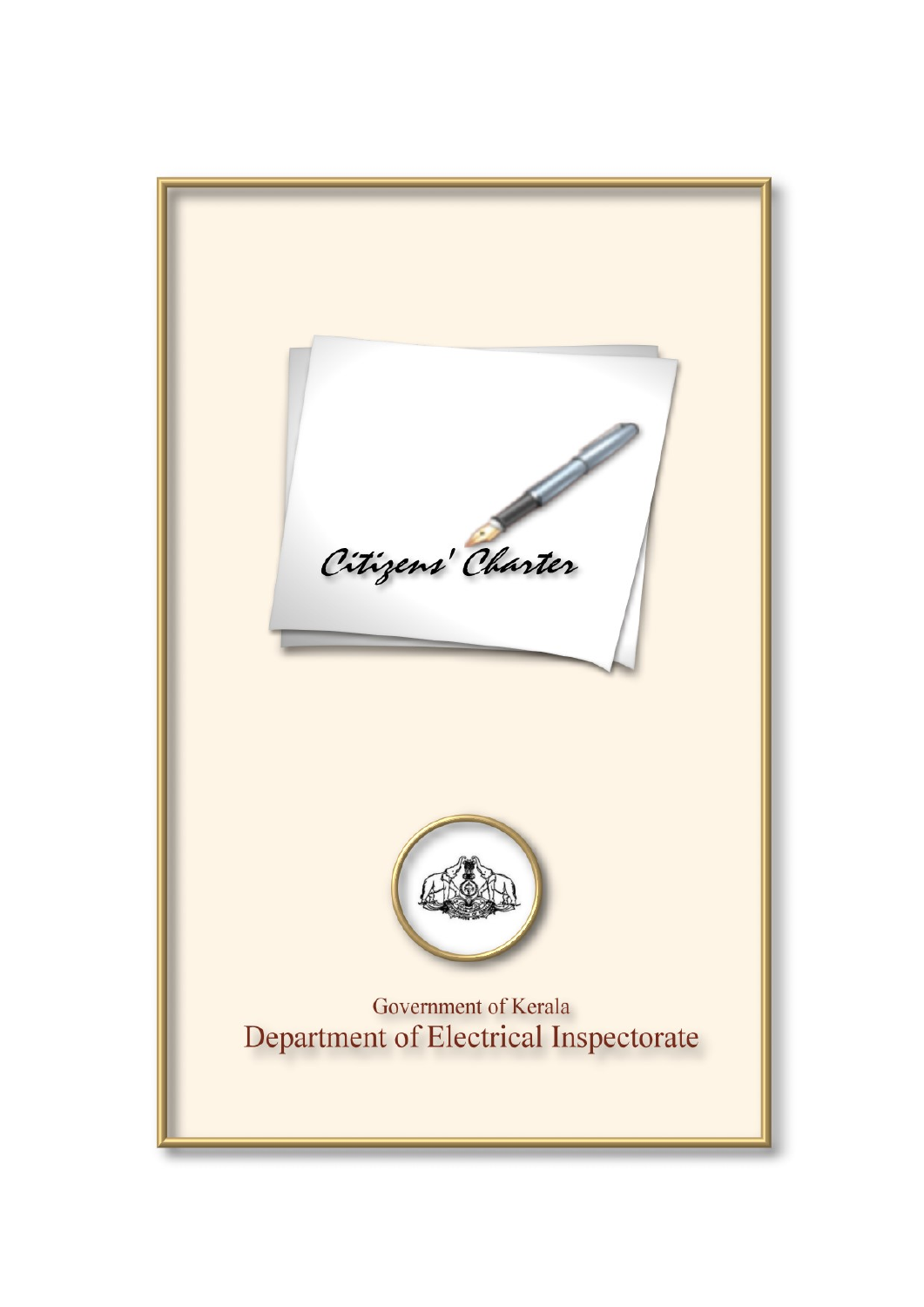# Citizens' Charter

Government of Kerala

## Department of Electrical Inspectorate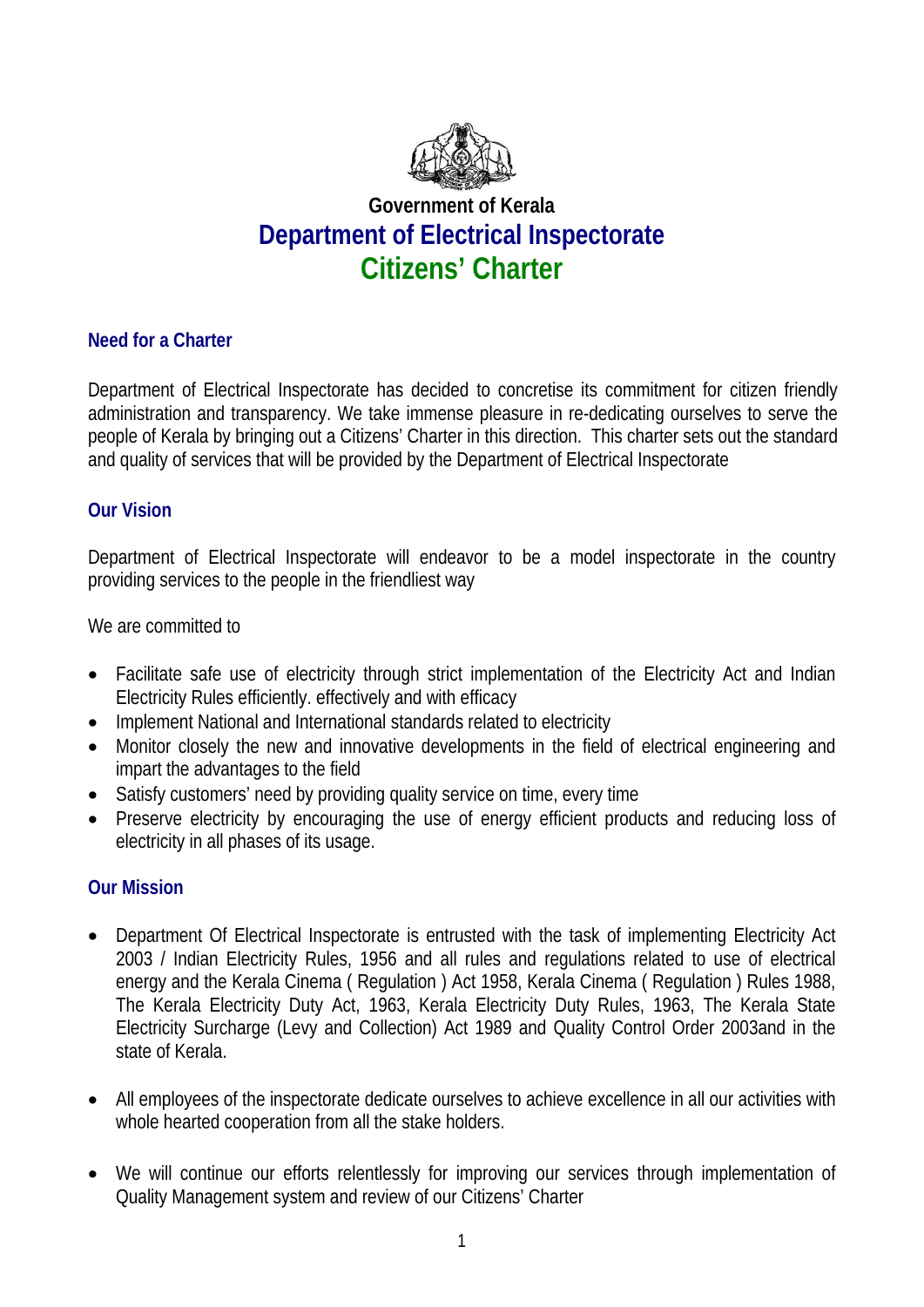# Government of Kerala
# Department of Electrical Inspectorate
# Citizens' Charter

## Need for a Charter

Department of Electrical Inspectorate has decided to concretise its commitment for citizen friendly administration and transparency. We take immense pleasure in re-dedicating ourselves to serve the people of Kerala by bringing out a Citizens' Charter in this direction. This charter sets out the standard and quality of services that will be provided by the Department of Electrical Inspectorate

## Our Vision

Department of Electrical Inspectorate will endeavor to be a model inspectorate in the country providing services to the people in the friendliest way

We are committed to

- Facilitate safe use of electricity through strict implementation of the Electricity Act and Indian Electricity Rules efficiently. effectively and with efficacy
- Implement National and International standards related to electricity
- Monitor closely the new and innovative developments in the field of electrical engineering and impart the advantages to the field
- Satisfy customers' need by providing quality service on time, every time
- Preserve electricity by encouraging the use of energy efficient products and reducing loss of electricity in all phases of its usage.

## Our Mission

- Department Of Electrical Inspectorate is entrusted with the task of implementing Electricity Act 2003 / Indian Electricity Rules, 1956 and all rules and regulations related to use of electrical energy and the Kerala Cinema ( Regulation ) Act 1958, Kerala Cinema ( Regulation ) Rules 1988, The Kerala Electricity Duty Act, 1963, Kerala Electricity Duty Rules, 1963, The Kerala State Electricity Surcharge (Levy and Collection) Act 1989 and Quality Control Order 2003and in the state of Kerala.

- All employees of the inspectorate dedicate ourselves to achieve excellence in all our activities with whole hearted cooperation from all the stake holders.

- We will continue our efforts relentlessly for improving our services through implementation of Quality Management system and review of our Citizens' Charter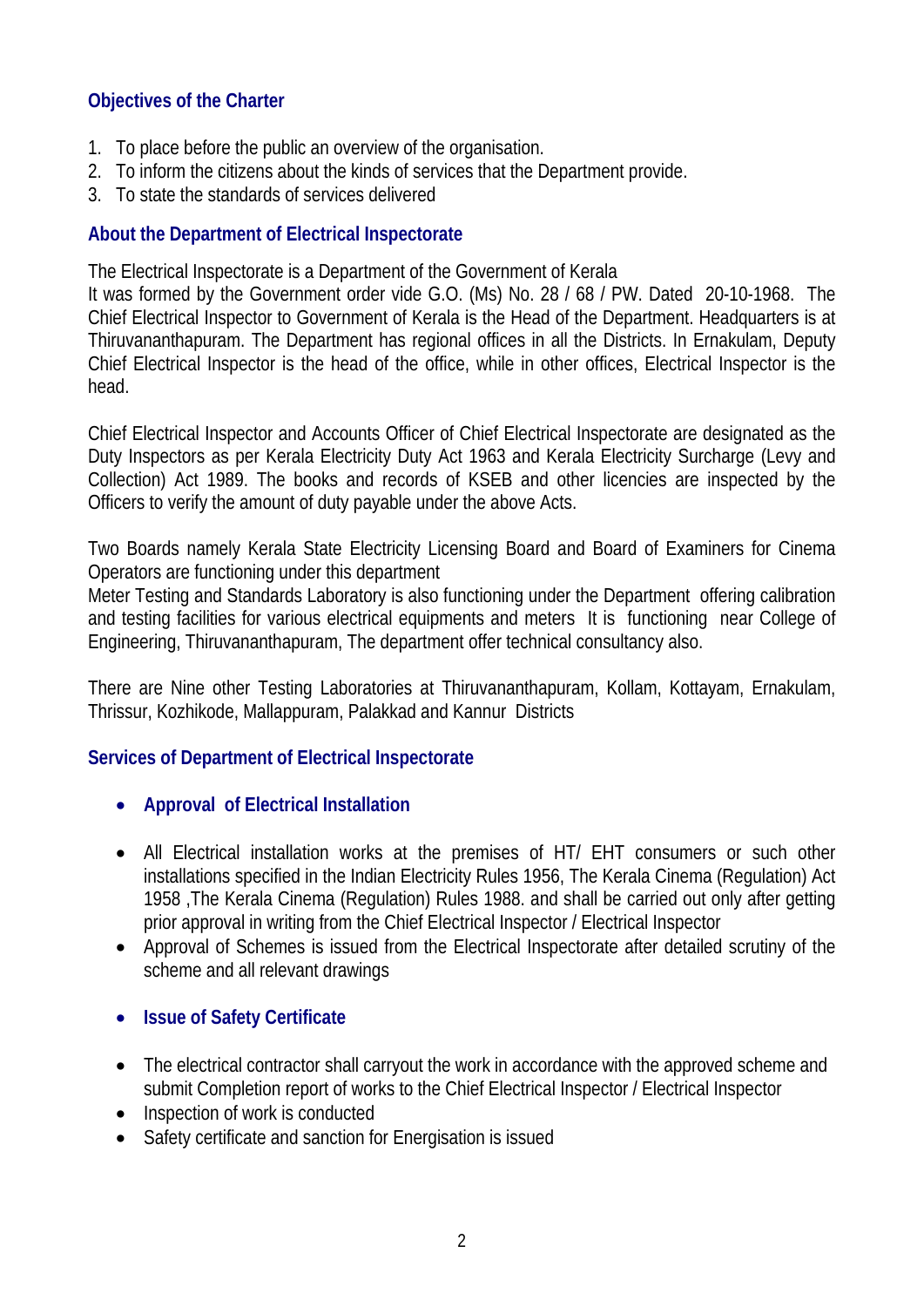## Objectives of the Charter

1. To place before the public an overview of the organisation.
2. To inform the citizens about the kinds of services that the Department provide.
3. To state the standards of services delivered

## About the Department of Electrical Inspectorate

The Electrical Inspectorate is a Department of the Government of Kerala
It was formed by the Government order vide G.O. (Ms) No. 28 / 68 / PW. Dated 20-10-1968. The Chief Electrical Inspector to Government of Kerala is the Head of the Department. Headquarters is at Thiruvananthapuram. The Department has regional offices in all the Districts. In Ernakulam, Deputy Chief Electrical Inspector is the head of the office, while in other offices, Electrical Inspector is the head.

Chief Electrical Inspector and Accounts Officer of Chief Electrical Inspectorate are designated as the Duty Inspectors as per Kerala Electricity Duty Act 1963 and Kerala Electricity Surcharge (Levy and Collection) Act 1989. The books and records of KSEB and other licencies are inspected by the Officers to verify the amount of duty payable under the above Acts.

Two Boards namely Kerala State Electricity Licensing Board and Board of Examiners for Cinema Operators are functioning under this department
Meter Testing and Standards Laboratory is also functioning under the Department offering calibration and testing facilities for various electrical equipments and meters It is functioning near College of Engineering, Thiruvananthapuram, The department offer technical consultancy also.

There are Nine other Testing Laboratories at Thiruvananthapuram, Kollam, Kottayam, Ernakulam, Thrissur, Kozhikode, Mallappuram, Palakkad and Kannur Districts

## Services of Department of Electrical Inspectorate

- **Approval of Electrical Installation**

- All Electrical installation works at the premises of HT/ EHT consumers or such other installations specified in the Indian Electricity Rules 1956, The Kerala Cinema (Regulation) Act 1958 ,The Kerala Cinema (Regulation) Rules 1988. and shall be carried out only after getting prior approval in writing from the Chief Electrical Inspector / Electrical Inspector
- Approval of Schemes is issued from the Electrical Inspectorate after detailed scrutiny of the scheme and all relevant drawings

- **Issue of Safety Certificate**

- The electrical contractor shall carryout the work in accordance with the approved scheme and submit Completion report of works to the Chief Electrical Inspector / Electrical Inspector
- Inspection of work is conducted
- Safety certificate and sanction for Energisation is issued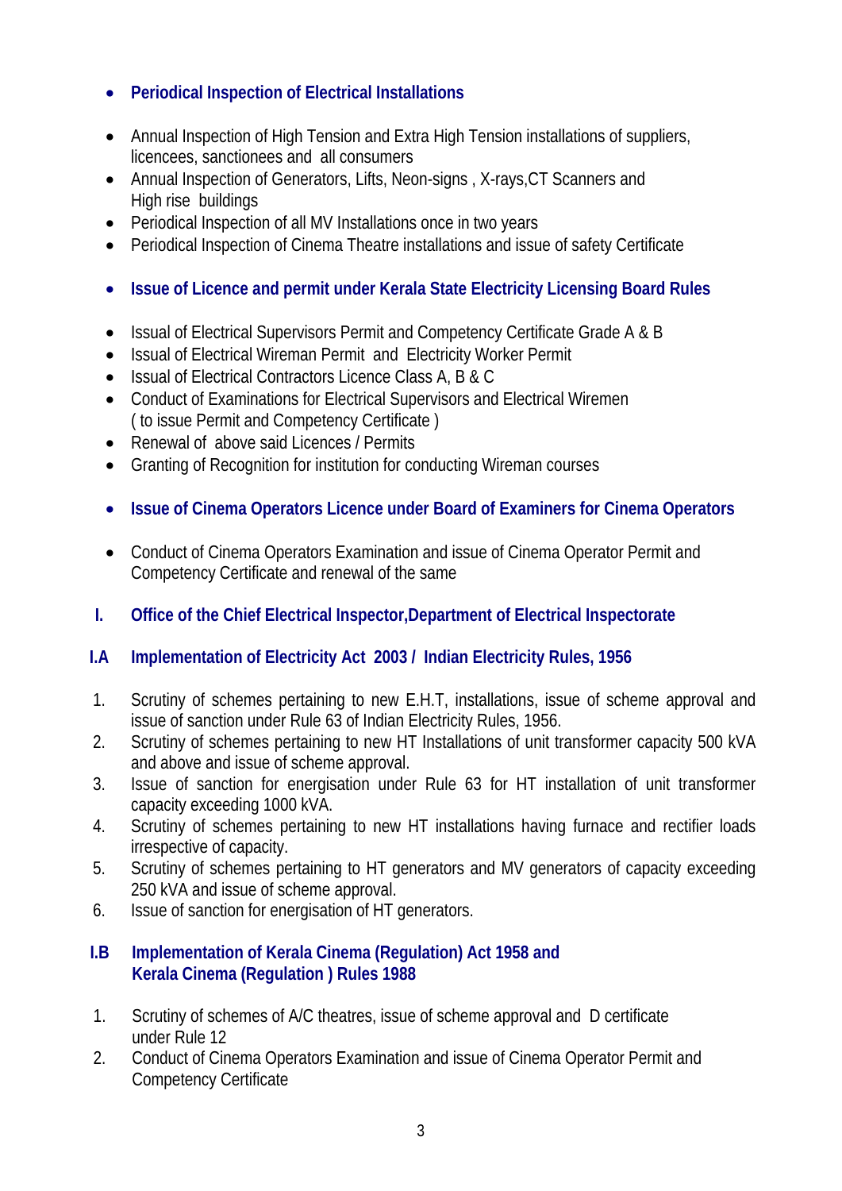- **Periodical Inspection of Electrical Installations**

- Annual Inspection of High Tension and Extra High Tension installations of suppliers, licencees, sanctionees and all consumers
- Annual Inspection of Generators, Lifts, Neon-signs , X-rays,CT Scanners and High rise buildings
- Periodical Inspection of all MV Installations once in two years
- Periodical Inspection of Cinema Theatre installations and issue of safety Certificate

- **Issue of Licence and permit under Kerala State Electricity Licensing Board Rules**

- Issual of Electrical Supervisors Permit and Competency Certificate Grade A & B
- Issual of Electrical Wireman Permit and Electricity Worker Permit
- Issual of Electrical Contractors Licence Class A, B & C
- Conduct of Examinations for Electrical Supervisors and Electrical Wiremen ( to issue Permit and Competency Certificate )
- Renewal of above said Licences / Permits
- Granting of Recognition for institution for conducting Wireman courses

- **Issue of Cinema Operators Licence under Board of Examiners for Cinema Operators**

- Conduct of Cinema Operators Examination and issue of Cinema Operator Permit and Competency Certificate and renewal of the same

## I. Office of the Chief Electrical Inspector,Department of Electrical Inspectorate

### I.A Implementation of Electricity Act 2003 / Indian Electricity Rules, 1956

1. Scrutiny of schemes pertaining to new E.H.T, installations, issue of scheme approval and issue of sanction under Rule 63 of Indian Electricity Rules, 1956.
2. Scrutiny of schemes pertaining to new HT Installations of unit transformer capacity 500 kVA and above and issue of scheme approval.
3. Issue of sanction for energisation under Rule 63 for HT installation of unit transformer capacity exceeding 1000 kVA.
4. Scrutiny of schemes pertaining to new HT installations having furnace and rectifier loads irrespective of capacity.
5. Scrutiny of schemes pertaining to HT generators and MV generators of capacity exceeding 250 kVA and issue of scheme approval.
6. Issue of sanction for energisation of HT generators.

### I.B Implementation of Kerala Cinema (Regulation) Act 1958 and Kerala Cinema (Regulation ) Rules 1988

1. Scrutiny of schemes of A/C theatres, issue of scheme approval and D certificate under Rule 12
2. Conduct of Cinema Operators Examination and issue of Cinema Operator Permit and Competency Certificate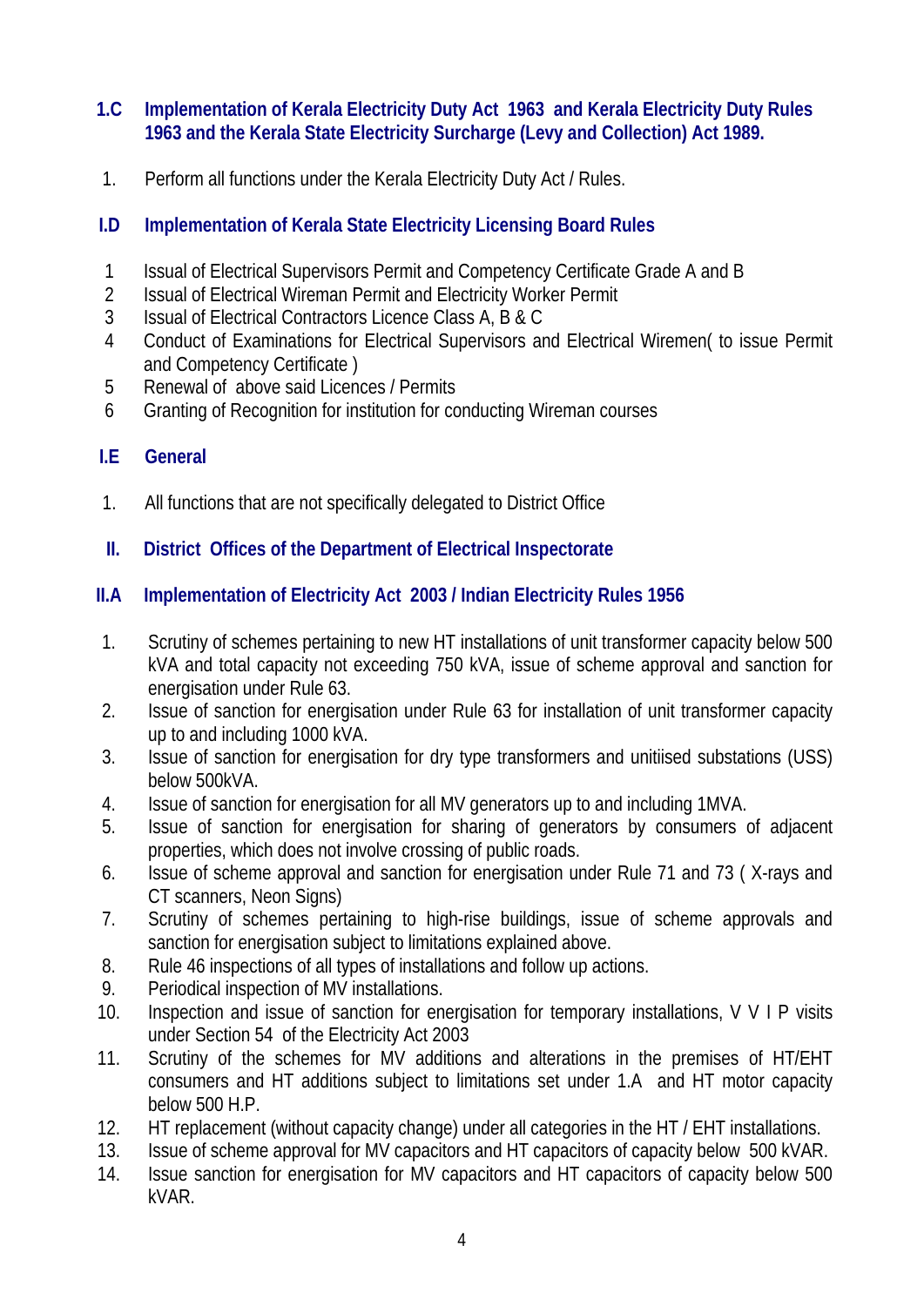### 1.C Implementation of Kerala Electricity Duty Act 1963 and Kerala Electricity Duty Rules 1963 and the Kerala State Electricity Surcharge (Levy and Collection) Act 1989.

1. Perform all functions under the Kerala Electricity Duty Act / Rules.

### I.D Implementation of Kerala State Electricity Licensing Board Rules

1. Issual of Electrical Supervisors Permit and Competency Certificate Grade A and B
2. Issual of Electrical Wireman Permit and Electricity Worker Permit
3. Issual of Electrical Contractors Licence Class A, B & C
4. Conduct of Examinations for Electrical Supervisors and Electrical Wiremen( to issue Permit and Competency Certificate )
5. Renewal of above said Licences / Permits
6. Granting of Recognition for institution for conducting Wireman courses

### I.E General

1. All functions that are not specifically delegated to District Office

## II. District Offices of the Department of Electrical Inspectorate

### II.A Implementation of Electricity Act 2003 / Indian Electricity Rules 1956

1. Scrutiny of schemes pertaining to new HT installations of unit transformer capacity below 500 kVA and total capacity not exceeding 750 kVA, issue of scheme approval and sanction for energisation under Rule 63.
2. Issue of sanction for energisation under Rule 63 for installation of unit transformer capacity up to and including 1000 kVA.
3. Issue of sanction for energisation for dry type transformers and unitiised substations (USS) below 500kVA.
4. Issue of sanction for energisation for all MV generators up to and including 1MVA.
5. Issue of sanction for energisation for sharing of generators by consumers of adjacent properties, which does not involve crossing of public roads.
6. Issue of scheme approval and sanction for energisation under Rule 71 and 73 ( X-rays and CT scanners, Neon Signs)
7. Scrutiny of schemes pertaining to high-rise buildings, issue of scheme approvals and sanction for energisation subject to limitations explained above.
8. Rule 46 inspections of all types of installations and follow up actions.
9. Periodical inspection of MV installations.
10. Inspection and issue of sanction for energisation for temporary installations, V V I P visits under Section 54 of the Electricity Act 2003
11. Scrutiny of the schemes for MV additions and alterations in the premises of HT/EHT consumers and HT additions subject to limitations set under 1.A and HT motor capacity below 500 H.P.
12. HT replacement (without capacity change) under all categories in the HT / EHT installations.
13. Issue of scheme approval for MV capacitors and HT capacitors of capacity below 500 kVAR.
14. Issue sanction for energisation for MV capacitors and HT capacitors of capacity below 500 kVAR.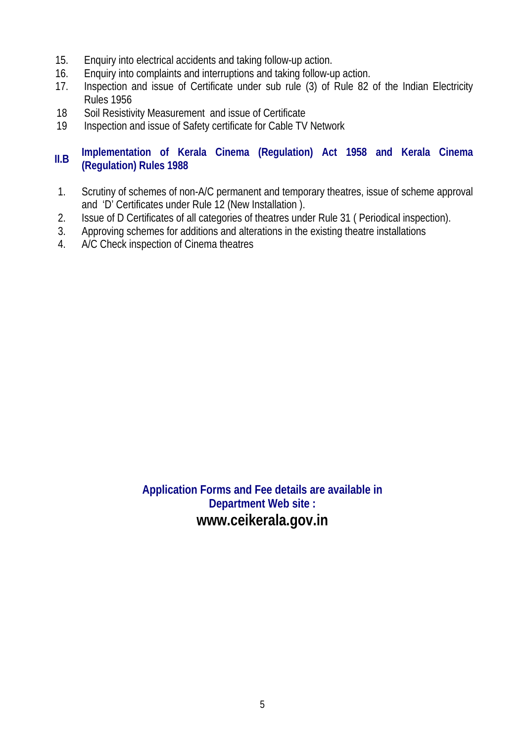15. Enquiry into electrical accidents and taking follow-up action.
16. Enquiry into complaints and interruptions and taking follow-up action.
17. Inspection and issue of Certificate under sub rule (3) of Rule 82 of the Indian Electricity Rules 1956
18 Soil Resistivity Measurement and issue of Certificate
19 Inspection and issue of Safety certificate for Cable TV Network

## II.B Implementation of Kerala Cinema (Regulation) Act 1958 and Kerala Cinema (Regulation) Rules 1988

1. Scrutiny of schemes of non-A/C permanent and temporary theatres, issue of scheme approval and 'D' Certificates under Rule 12 (New Installation ).
2. Issue of D Certificates of all categories of theatres under Rule 31 ( Periodical inspection).
3. Approving schemes for additions and alterations in the existing theatre installations
4. A/C Check inspection of Cinema theatres

**Application Forms and Fee details are available in Department Web site :**

**www.ceikerala.gov.in**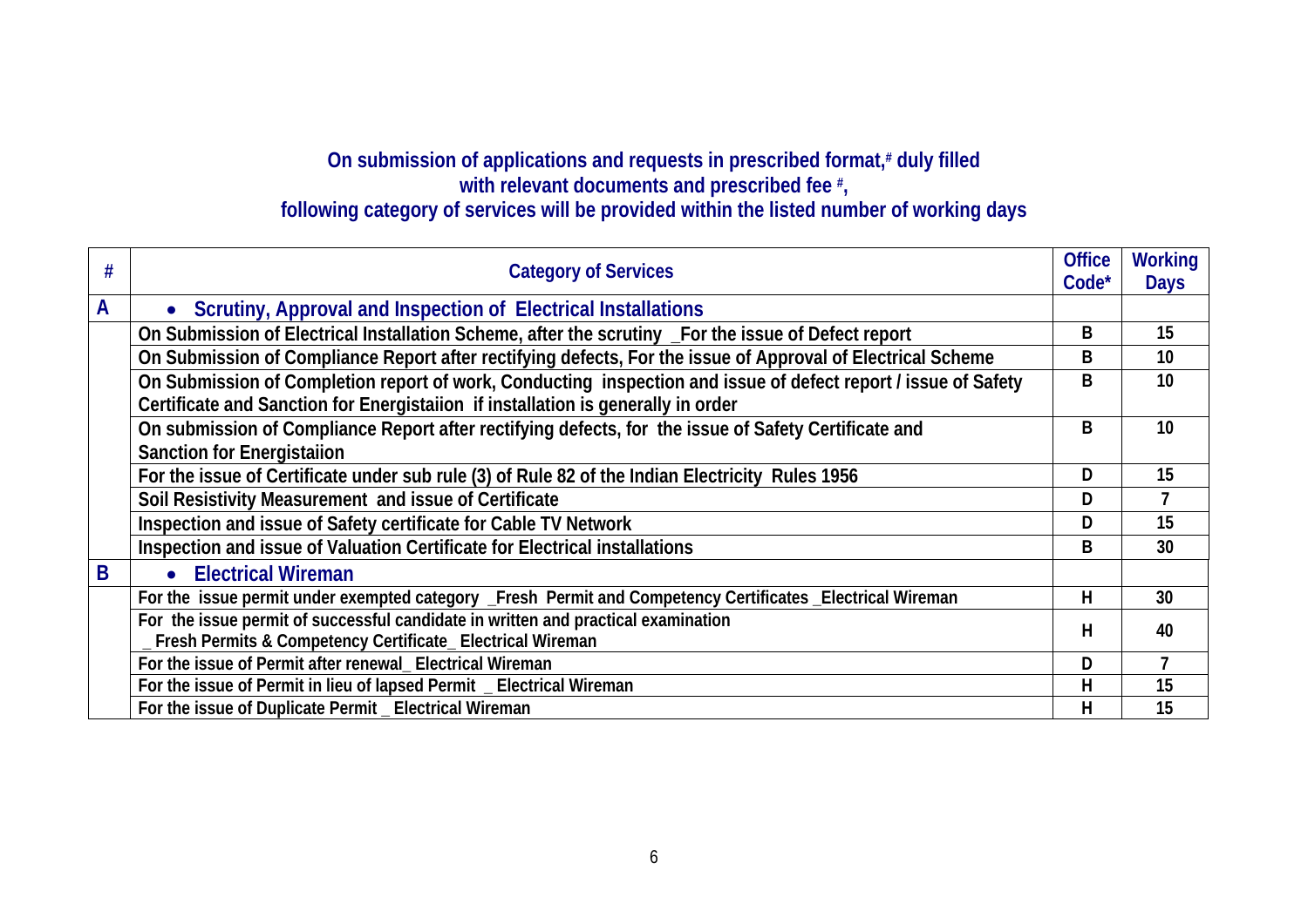**On submission of applications and requests in prescribed format,# duly filled with relevant documents and prescribed fee #, following category of services will be provided within the listed number of working days**

| # | Category of Services | Office Code* | Working Days |
|---|---|---|---|
| A | • **Scrutiny, Approval and Inspection of Electrical Installations** | | |
| | On Submission of Electrical Installation Scheme, after the scrutiny _For the issue of Defect report | B | 15 |
| | On Submission of Compliance Report after rectifying defects, For the issue of Approval of Electrical Scheme | B | 10 |
| | On Submission of Completion report of work, Conducting inspection and issue of defect report / issue of Safety Certificate and Sanction for Energistaiion if installation is generally in order | B | 10 |
| | On submission of Compliance Report after rectifying defects, for the issue of Safety Certificate and Sanction for Energistaiion | B | 10 |
| | For the issue of Certificate under sub rule (3) of Rule 82 of the Indian Electricity Rules 1956 | D | 15 |
| | Soil Resistivity Measurement and issue of Certificate | D | 7 |
| | Inspection and issue of Safety certificate for Cable TV Network | D | 15 |
| | Inspection and issue of Valuation Certificate for Electrical installations | B | 30 |
| B | • **Electrical Wireman** | | |
| | For the issue permit under exempted category _Fresh Permit and Competency Certificates _Electrical Wireman | H | 30 |
| | For the issue permit of successful candidate in written and practical examination _ Fresh Permits & Competency Certificate_ Electrical Wireman | H | 40 |
| | For the issue of Permit after renewal_ Electrical Wireman | D | 7 |
| | For the issue of Permit in lieu of lapsed Permit _ Electrical Wireman | H | 15 |
| | For the issue of Duplicate Permit _ Electrical Wireman | H | 15 |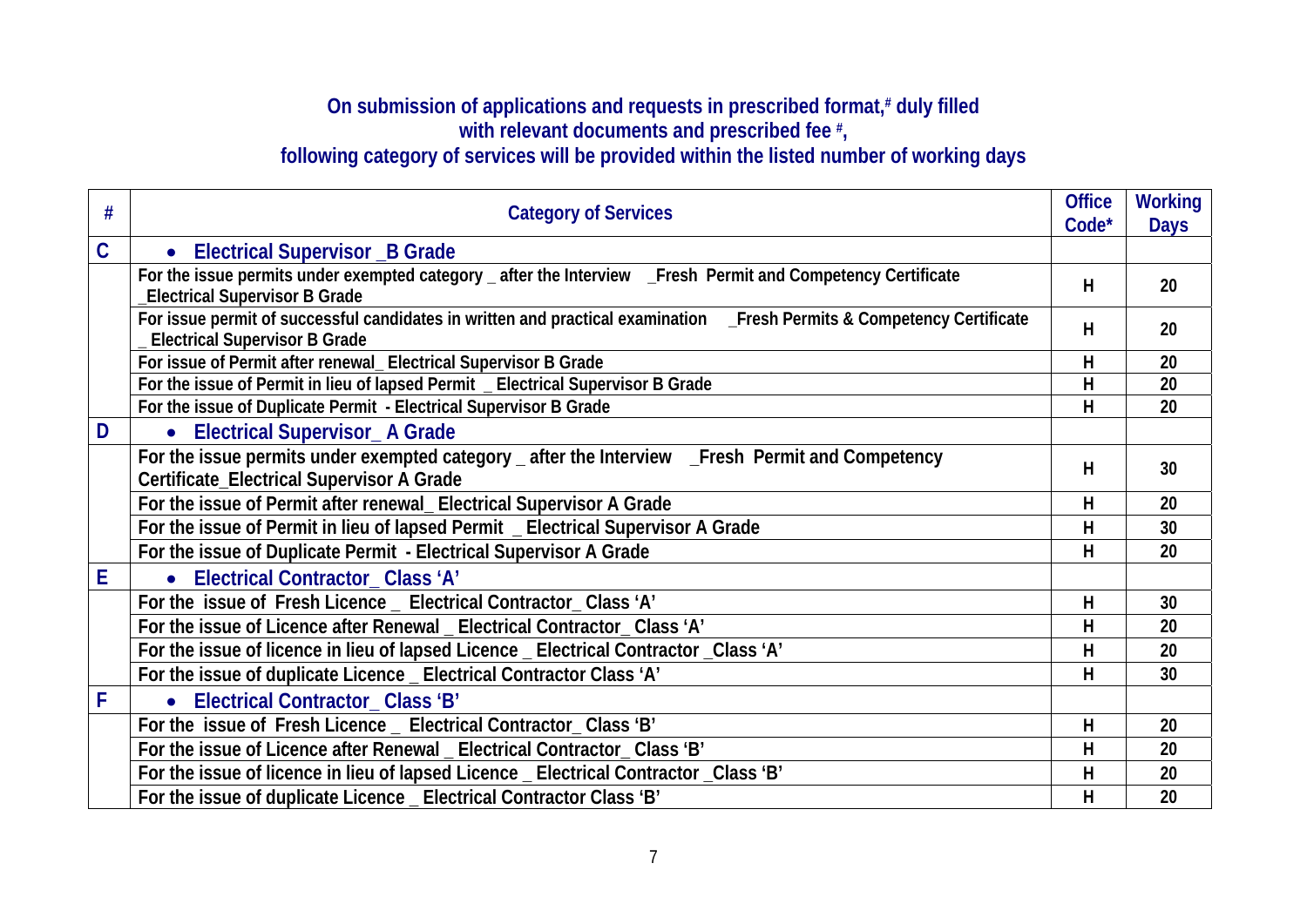**On submission of applications and requests in prescribed format,# duly filled with relevant documents and prescribed fee #, following category of services will be provided within the listed number of working days**

| # | Category of Services | Office Code* | Working Days |
|---|---|---|---|
| C | • **Electrical Supervisor _B Grade** | | |
| | For the issue permits under exempted category _ after the Interview _Fresh Permit and Competency Certificate _Electrical Supervisor B Grade | H | 20 |
| | For issue permit of successful candidates in written and practical examination _Fresh Permits & Competency Certificate _ Electrical Supervisor B Grade | H | 20 |
| | For issue of Permit after renewal_ Electrical Supervisor B Grade | H | 20 |
| | For the issue of Permit in lieu of lapsed Permit _ Electrical Supervisor B Grade | H | 20 |
| | For the issue of Duplicate Permit - Electrical Supervisor B Grade | H | 20 |
| D | • **Electrical Supervisor_ A Grade** | | |
| | For the issue permits under exempted category _ after the Interview _Fresh Permit and Competency Certificate_Electrical Supervisor A Grade | H | 30 |
| | For the issue of Permit after renewal_ Electrical Supervisor A Grade | H | 20 |
| | For the issue of Permit in lieu of lapsed Permit _ Electrical Supervisor A Grade | H | 30 |
| | For the issue of Duplicate Permit - Electrical Supervisor A Grade | H | 20 |
| E | • **Electrical Contractor_ Class 'A'** | | |
| | For the issue of Fresh Licence _ Electrical Contractor_ Class 'A' | H | 30 |
| | For the issue of Licence after Renewal _ Electrical Contractor_ Class 'A' | H | 20 |
| | For the issue of licence in lieu of lapsed Licence _ Electrical Contractor _Class 'A' | H | 20 |
| | For the issue of duplicate Licence _ Electrical Contractor Class 'A' | H | 30 |
| F | • **Electrical Contractor_ Class 'B'** | | |
| | For the issue of Fresh Licence _ Electrical Contractor_ Class 'B' | H | 20 |
| | For the issue of Licence after Renewal _ Electrical Contractor_ Class 'B' | H | 20 |
| | For the issue of licence in lieu of lapsed Licence _ Electrical Contractor _Class 'B' | H | 20 |
| | For the issue of duplicate Licence _ Electrical Contractor Class 'B' | H | 20 |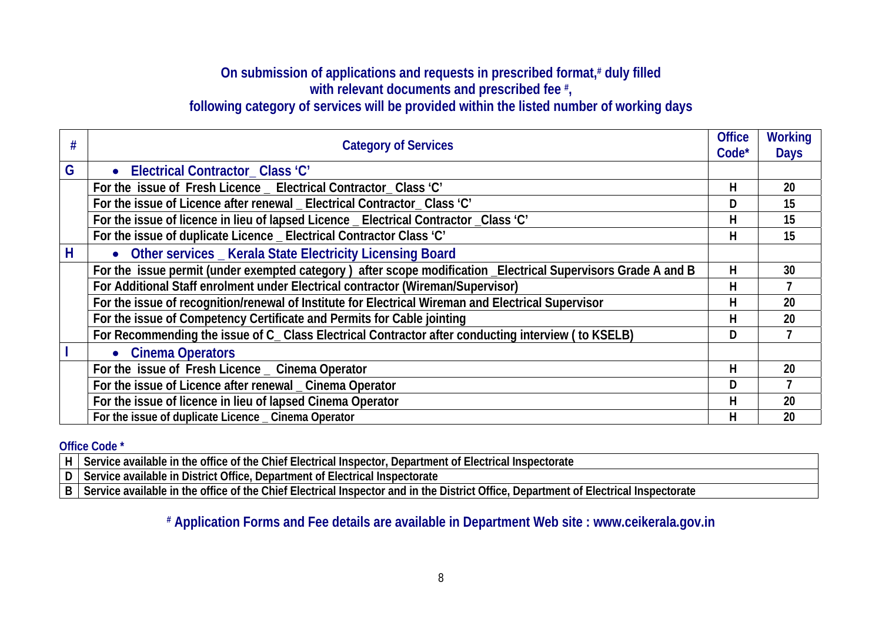**On submission of applications and requests in prescribed format,[#] duly filled with relevant documents and prescribed fee [#], following category of services will be provided within the listed number of working days**

| # | Category of Services | Office Code* | Working Days |
|---|---|---|---|
| G | • **Electrical Contractor_ Class 'C'** | | |
| | For the issue of Fresh Licence _ Electrical Contractor_ Class 'C' | H | 20 |
| | For the issue of Licence after renewal _ Electrical Contractor_ Class 'C' | D | 15 |
| | For the issue of licence in lieu of lapsed Licence _ Electrical Contractor _Class 'C' | H | 15 |
| | For the issue of duplicate Licence _ Electrical Contractor Class 'C' | H | 15 |
| H | • **Other services _ Kerala State Electricity Licensing Board** | | |
| | For the issue permit (under exempted category ) after scope modification _Electrical Supervisors Grade A and B | H | 30 |
| | For Additional Staff enrolment under Electrical contractor (Wireman/Supervisor) | H | 7 |
| | For the issue of recognition/renewal of Institute for Electrical Wireman and Electrical Supervisor | H | 20 |
| | For the issue of Competency Certificate and Permits for Cable jointing | H | 20 |
| | For Recommending the issue of C_ Class Electrical Contractor after conducting interview ( to KSELB) | D | 7 |
| I | • **Cinema Operators** | | |
| | For the issue of Fresh Licence _ Cinema Operator | H | 20 |
| | For the issue of Licence after renewal _ Cinema Operator | D | 7 |
| | For the issue of licence in lieu of lapsed Cinema Operator | H | 20 |
| | For the issue of duplicate Licence _ Cinema Operator | H | 20 |

**Office Code ***

| | |
|---|---|
| H | Service available in the office of the Chief Electrical Inspector, Department of Electrical Inspectorate |
| D | Service available in District Office, Department of Electrical Inspectorate |
| B | Service available in the office of the Chief Electrical Inspector and in the District Office, Department of Electrical Inspectorate |

**[#] Application Forms and Fee details are available in Department Web site : www.ceikerala.gov.in**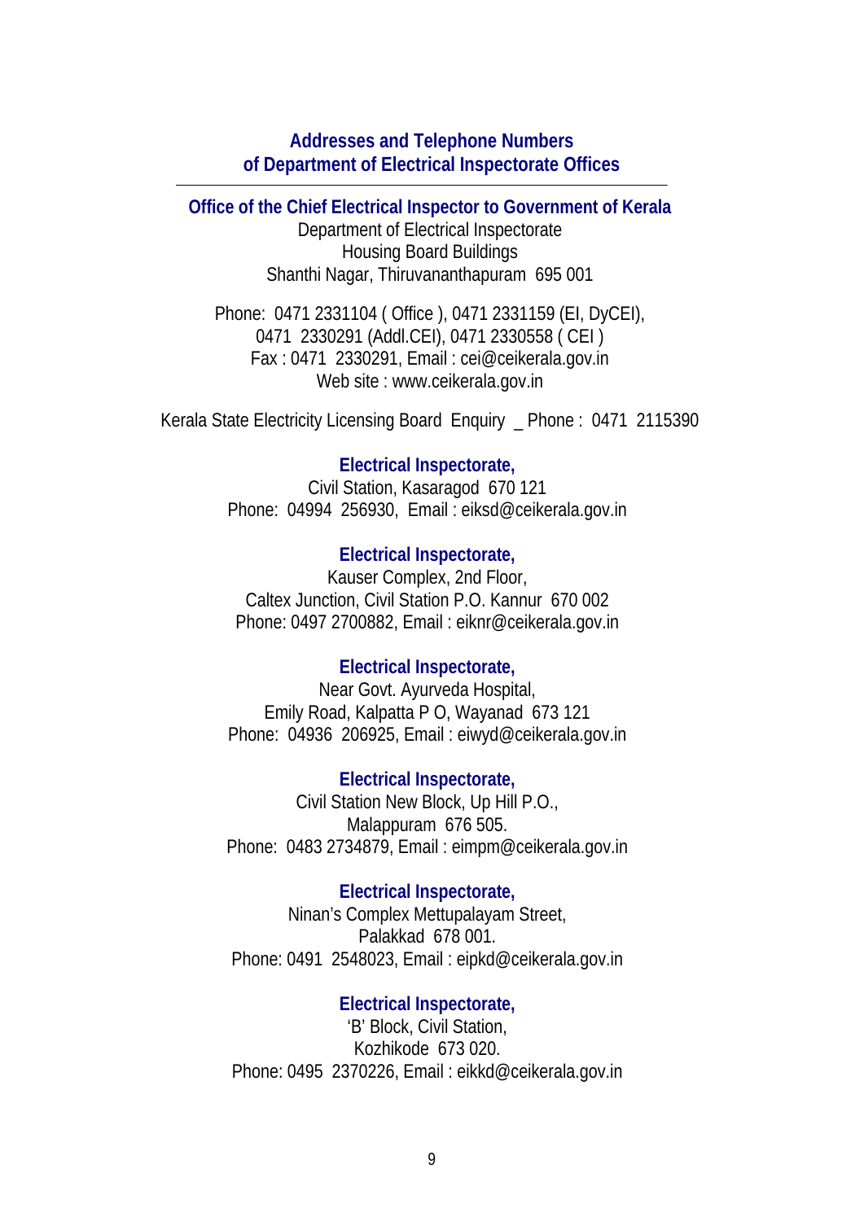## Addresses and Telephone Numbers of Department of Electrical Inspectorate Offices

---

### Office of the Chief Electrical Inspector to Government of Kerala

Department of Electrical Inspectorate
Housing Board Buildings
Shanthi Nagar, Thiruvananthapuram 695 001

Phone: 0471 2331104 ( Office ), 0471 2331159 (EI, DyCEI),
0471 2330291 (Addl.CEI), 0471 2330558 ( CEI )
Fax : 0471 2330291, Email : cei@ceikerala.gov.in
Web site : www.ceikerala.gov.in

Kerala State Electricity Licensing Board Enquiry _ Phone : 0471 2115390

### Electrical Inspectorate,

Civil Station, Kasaragod 670 121
Phone: 04994 256930, Email : eiksd@ceikerala.gov.in

### Electrical Inspectorate,

Kauser Complex, 2nd Floor,
Caltex Junction, Civil Station P.O. Kannur 670 002
Phone: 0497 2700882, Email : eiknr@ceikerala.gov.in

### Electrical Inspectorate,

Near Govt. Ayurveda Hospital,
Emily Road, Kalpatta P O, Wayanad 673 121
Phone: 04936 206925, Email : eiwyd@ceikerala.gov.in

### Electrical Inspectorate,

Civil Station New Block, Up Hill P.O.,
Malappuram 676 505.
Phone: 0483 2734879, Email : eimpm@ceikerala.gov.in

### Electrical Inspectorate,

Ninan's Complex Mettupalayam Street,
Palakkad 678 001.
Phone: 0491 2548023, Email : eipkd@ceikerala.gov.in

### Electrical Inspectorate,

'B' Block, Civil Station,
Kozhikode 673 020.
Phone: 0495 2370226, Email : eikkd@ceikerala.gov.in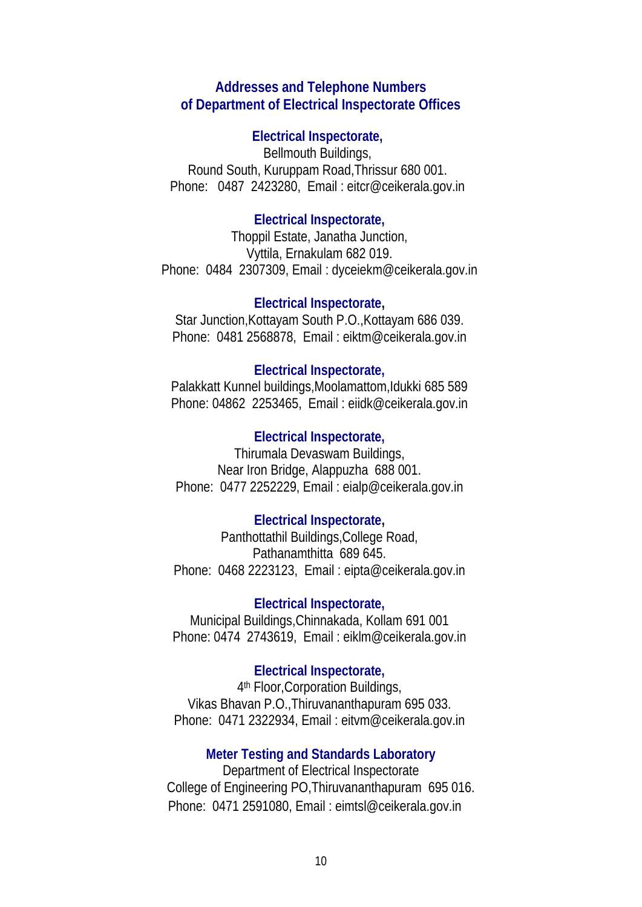## Addresses and Telephone Numbers of Department of Electrical Inspectorate Offices

**Electrical Inspectorate,**
Bellmouth Buildings,
Round South, Kuruppam Road,Thrissur 680 001.
Phone: 0487 2423280, Email : eitcr@ceikerala.gov.in

**Electrical Inspectorate,**
Thoppil Estate, Janatha Junction,
Vyttila, Ernakulam 682 019.
Phone: 0484 2307309, Email : dyceiekm@ceikerala.gov.in

**Electrical Inspectorate,**
Star Junction,Kottayam South P.O.,Kottayam 686 039.
Phone: 0481 2568878, Email : eiktm@ceikerala.gov.in

**Electrical Inspectorate,**
Palakkatt Kunnel buildings,Moolamattom,Idukki 685 589
Phone: 04862 2253465, Email : eiidk@ceikerala.gov.in

**Electrical Inspectorate,**
Thirumala Devaswam Buildings,
Near Iron Bridge, Alappuzha 688 001.
Phone: 0477 2252229, Email : eialp@ceikerala.gov.in

**Electrical Inspectorate,**
Panthottathil Buildings,College Road,
Pathanamthitta 689 645.
Phone: 0468 2223123, Email : eipta@ceikerala.gov.in

**Electrical Inspectorate,**
Municipal Buildings,Chinnakada, Kollam 691 001
Phone: 0474 2743619, Email : eiklm@ceikerala.gov.in

**Electrical Inspectorate,**
4th Floor,Corporation Buildings,
Vikas Bhavan P.O.,Thiruvananthapuram 695 033.
Phone: 0471 2322934, Email : eitvm@ceikerala.gov.in

**Meter Testing and Standards Laboratory**
Department of Electrical Inspectorate
College of Engineering PO,Thiruvananthapuram 695 016.
Phone: 0471 2591080, Email : eimtsl@ceikerala.gov.in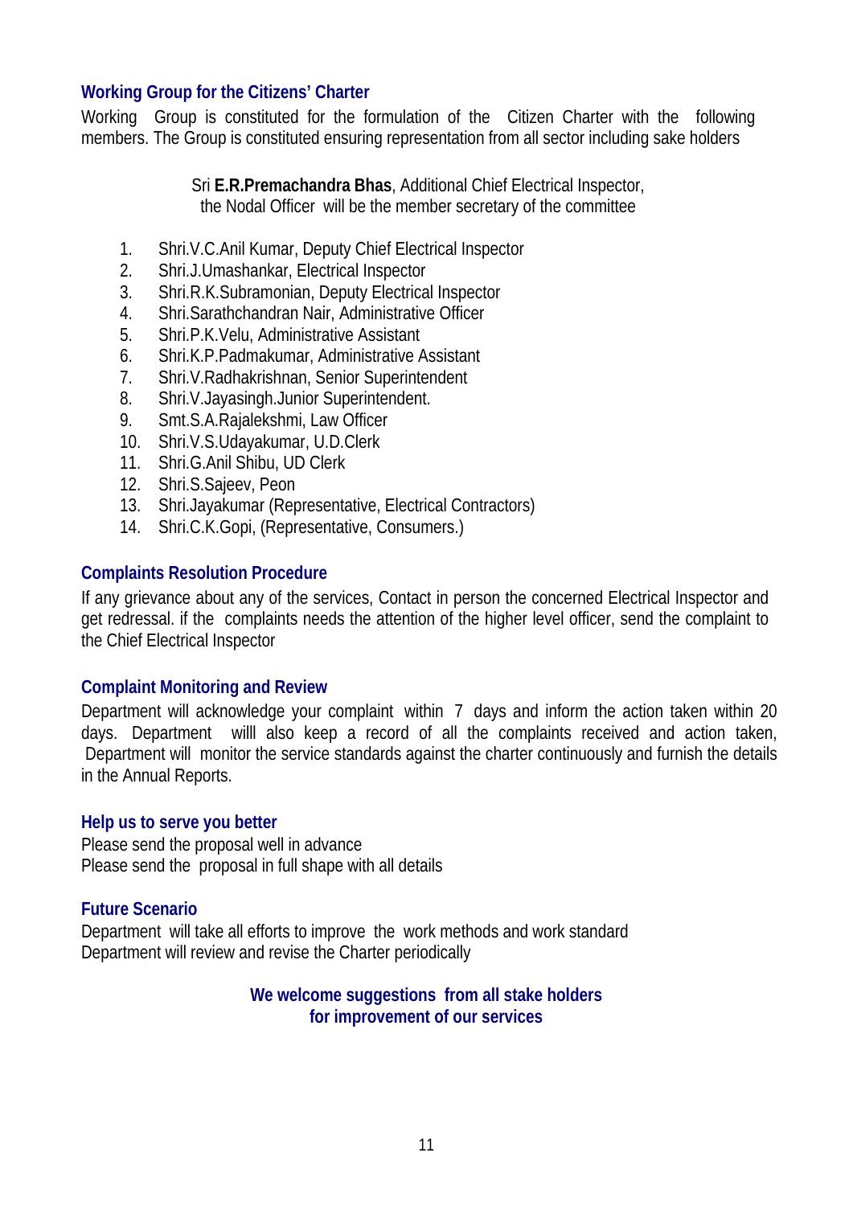## Working Group for the Citizens' Charter

Working Group is constituted for the formulation of the Citizen Charter with the following members. The Group is constituted ensuring representation from all sector including sake holders

Sri **E.R.Premachandra Bhas**, Additional Chief Electrical Inspector,
the Nodal Officer will be the member secretary of the committee

1. Shri.V.C.Anil Kumar, Deputy Chief Electrical Inspector
2. Shri.J.Umashankar, Electrical Inspector
3. Shri.R.K.Subramonian, Deputy Electrical Inspector
4. Shri.Sarathchandran Nair, Administrative Officer
5. Shri.P.K.Velu, Administrative Assistant
6. Shri.K.P.Padmakumar, Administrative Assistant
7. Shri.V.Radhakrishnan, Senior Superintendent
8. Shri.V.Jayasingh.Junior Superintendent.
9. Smt.S.A.Rajalekshmi, Law Officer
10. Shri.V.S.Udayakumar, U.D.Clerk
11. Shri.G.Anil Shibu, UD Clerk
12. Shri.S.Sajeev, Peon
13. Shri.Jayakumar (Representative, Electrical Contractors)
14. Shri.C.K.Gopi, (Representative, Consumers.)

## Complaints Resolution Procedure

If any grievance about any of the services, Contact in person the concerned Electrical Inspector and get redressal. if the complaints needs the attention of the higher level officer, send the complaint to the Chief Electrical Inspector

## Complaint Monitoring and Review

Department will acknowledge your complaint within 7 days and inform the action taken within 20 days. Department willl also keep a record of all the complaints received and action taken, Department will monitor the service standards against the charter continuously and furnish the details in the Annual Reports.

## Help us to serve you better

Please send the proposal well in advance
Please send the proposal in full shape with all details

## Future Scenario

Department will take all efforts to improve the work methods and work standard
Department will review and revise the Charter periodically

**We welcome suggestions from all stake holders for improvement of our services**